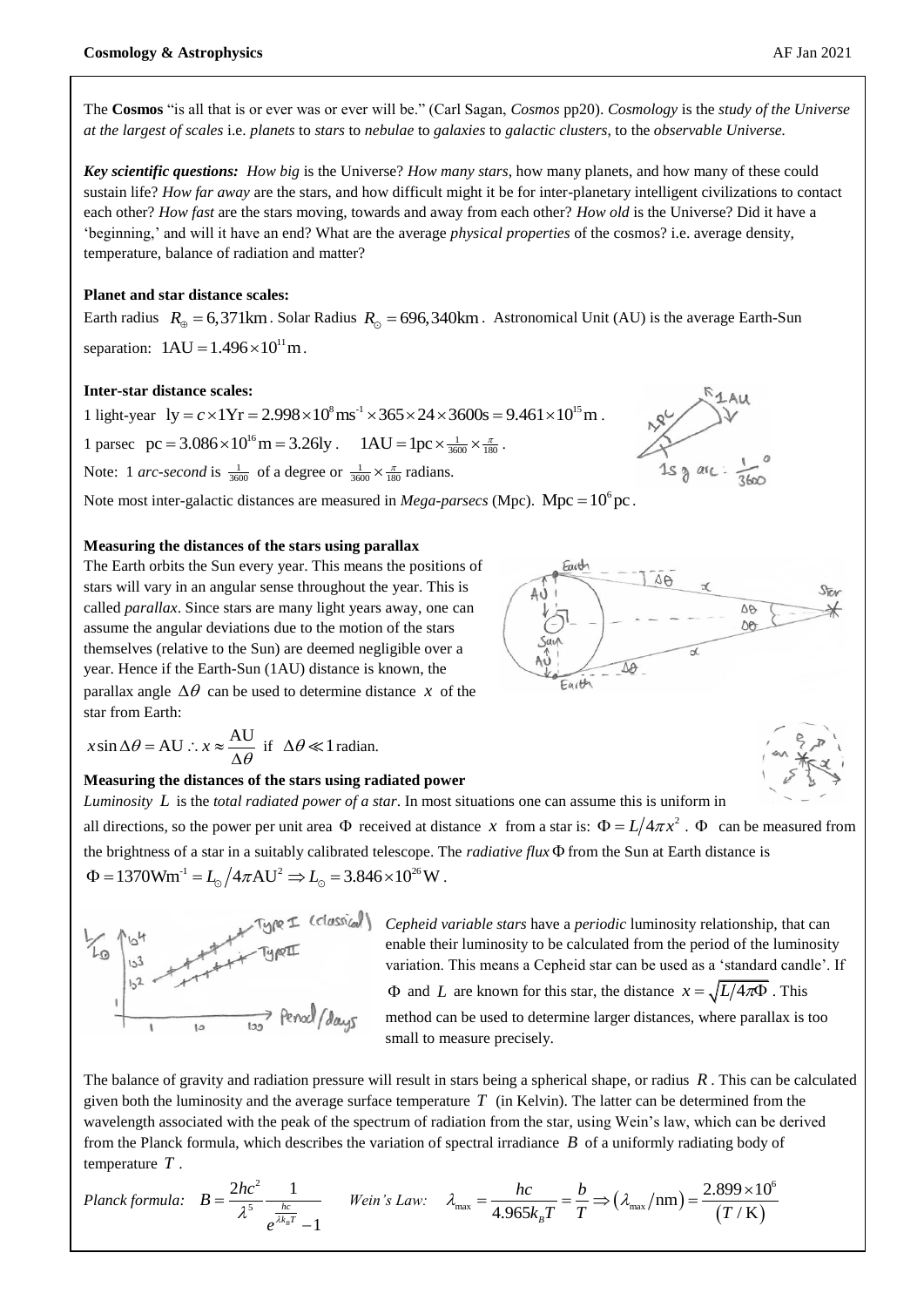The **Cosmos** "is all that is or ever was or ever will be." (Carl Sagan, *Cosmos* pp20). *Cosmology* is the *study of the Universe at the largest of scales* i.e. *planets* to *stars* to *nebulae* to *galaxies* to *galactic clusters*, to the *observable Universe.*

***Key scientific questions:*** *How big* is the Universe? *How many stars*, how many planets, and how many of these could sustain life? *How far away* are the stars, and how difficult might it be for inter-planetary intelligent civilizations to contact each other? *How fast* are the stars moving, towards and away from each other? *How old* is the Universe? Did it have a 'beginning,' and will it have an end? What are the average *physical properties* of the cosmos? i.e. average density, temperature, balance of radiation and matter?

**Planet and star distance scales:**

Earth radius $R_\oplus = 6{,}371\text{km}$. Solar Radius $R_\odot = 696{,}340\text{km}$. Astronomical Unit (AU) is the average Earth-Sun separation: $1\text{AU} = 1.496\times10^{11}\text{m}$.

**Inter-star distance scales:**

1 light-year $\text{ly} = c\times 1\text{Yr} = 2.998\times10^{8}\text{ms}^{-1}\times 365\times24\times3600\text{s} = 9.461\times10^{15}\text{m}$.

1 parsec $\text{pc} = 3.086\times10^{16}\text{m} = 3.26\text{ly}$. $\quad 1\text{AU} = 1\text{pc}\times\frac{1}{3600}\times\frac{\pi}{180}$.

Note: 1 *arc-second* is $\frac{1}{3600}$ of a degree or $\frac{1}{3600}\times\frac{\pi}{180}$ radians.

Note most inter-galactic distances are measured in *Mega-parsecs* (Mpc). $\text{Mpc} = 10^{6}\text{pc}$.

**Measuring the distances of the stars using parallax**

The Earth orbits the Sun every year. This means the positions of stars will vary in an angular sense throughout the year. This is called *parallax*. Since stars are many light years away, one can assume the angular deviations due to the motion of the stars themselves (relative to the Sun) are deemed negligible over a year. Hence if the Earth-Sun (1AU) distance is known, the parallax angle $\Delta\theta$ can be used to determine distance $x$ of the star from Earth:

$$x\sin\Delta\theta = \text{AU} \therefore x \approx \frac{\text{AU}}{\Delta\theta} \text{ if } \Delta\theta \ll 1 \text{ radian.}$$

**Measuring the distances of the stars using radiated power**

*Luminosity* $L$ is the *total radiated power of a star*. In most situations one can assume this is uniform in all directions, so the power per unit area $\Phi$ received at distance $x$ from a star is: $\Phi = L/4\pi x^2$. $\Phi$ can be measured from the brightness of a star in a suitably calibrated telescope. The *radiative flux* $\Phi$ from the Sun at Earth distance is

$$\Phi = 1370\text{Wm}^{-1} = L_\odot/4\pi\text{AU}^2 \Rightarrow L_\odot = 3.846\times10^{26}\text{W}.$$

*Cepheid variable stars* have a *periodic* luminosity relationship, that can enable their luminosity to be calculated from the period of the luminosity variation. This means a Cepheid star can be used as a 'standard candle'. If $\Phi$ and $L$ are known for this star, the distance $x = \sqrt{L/4\pi\Phi}$. This method can be used to determine larger distances, where parallax is too small to measure precisely.

The balance of gravity and radiation pressure will result in stars being a spherical shape, or radius $R$. This can be calculated given both the luminosity and the average surface temperature $T$ (in Kelvin). The latter can be determined from the wavelength associated with the peak of the spectrum of radiation from the star, using Wein's law, which can be derived from the Planck formula, which describes the variation of spectral irradiance $B$ of a uniformly radiating body of temperature $T$.

*Planck formula:* $B = \dfrac{2hc^2}{\lambda^5}\dfrac{1}{e^{\frac{hc}{\lambda k_B T}}-1}$ $\qquad$ *Wein's Law:* $\lambda_{\max} = \dfrac{hc}{4.965k_B T} = \dfrac{b}{T} \Rightarrow (\lambda_{\max}/\text{nm}) = \dfrac{2.899\times10^{6}}{(T/\text{K})}$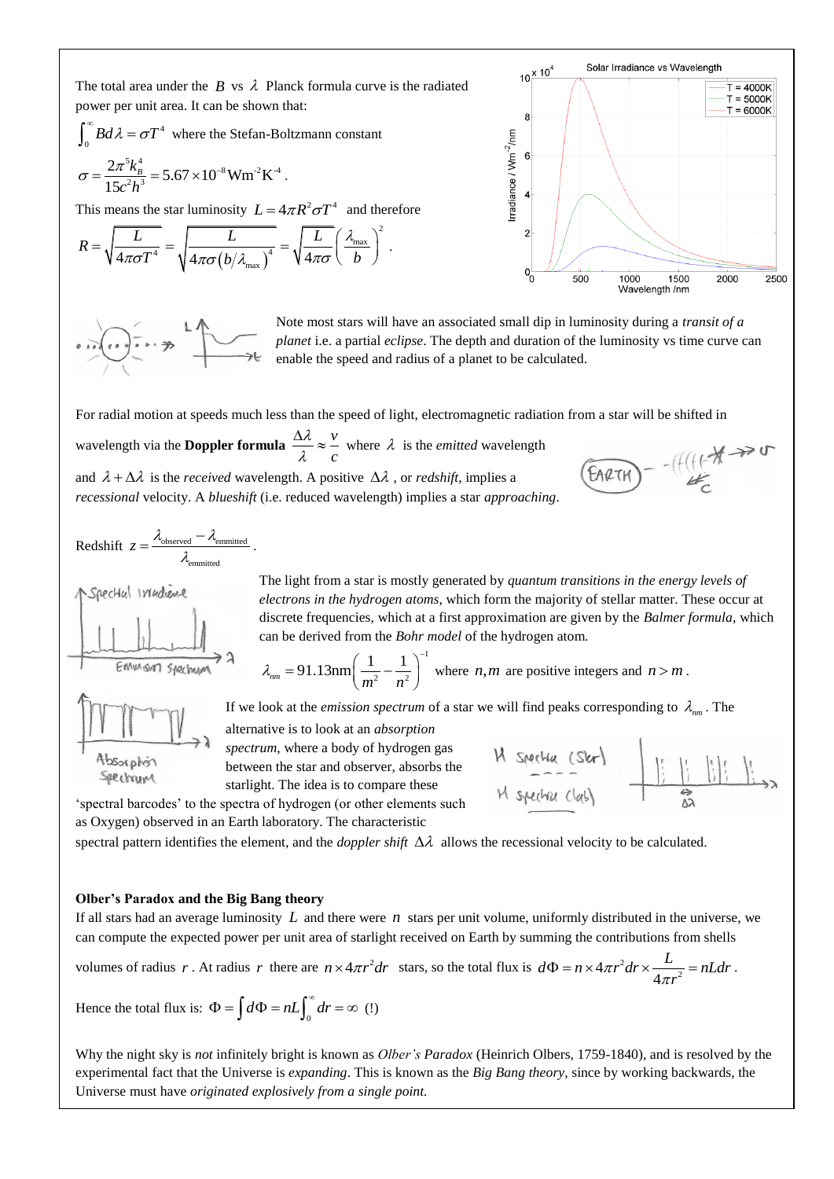The total area under the $B$ vs $\lambda$ Planck formula curve is the radiated power per unit area. It can be shown that:

$\int_0^\infty B d\lambda = \sigma T^4$ where the Stefan-Boltzmann constant

$\sigma = \frac{2\pi^5 k_B^4}{15c^2h^3} = 5.67\times10^{-8}\,\mathrm{Wm^{-2}K^{-4}}$.

This means the star luminosity $L = 4\pi R^2 \sigma T^4$ and therefore

$$R = \sqrt{\frac{L}{4\pi\sigma T^4}} = \sqrt{\frac{L}{4\pi\sigma\left(b/\lambda_{\max}\right)^4}} = \sqrt{\frac{L}{4\pi\sigma}}\left(\frac{\lambda_{\max}}{b}\right)^2.$$

Note most stars will have an associated small dip in luminosity during a *transit of a planet* i.e. a partial *eclipse*. The depth and duration of the luminosity vs time curve can enable the speed and radius of a planet to be calculated.

For radial motion at speeds much less than the speed of light, electromagnetic radiation from a star will be shifted in wavelength via the **Doppler formula** $\frac{\Delta\lambda}{\lambda} \approx \frac{v}{c}$ where $\lambda$ is the *emitted* wavelength and $\lambda + \Delta\lambda$ is the *received* wavelength. A positive $\Delta\lambda$, or *redshift*, implies a *recessional* velocity. A *blueshift* (i.e. reduced wavelength) implies a star *approaching*.

Redshift $z = \frac{\lambda_{\text{observed}} - \lambda_{\text{emmitted}}}{\lambda_{\text{emmitted}}}$.

The light from a star is mostly generated by *quantum transitions in the energy levels of electrons in the hydrogen atoms*, which form the majority of stellar matter. These occur at discrete frequencies, which at a first approximation are given by the *Balmer formula*, which can be derived from the *Bohr model* of the hydrogen atom.

$$\lambda_{nm} = 91.13\,\mathrm{nm}\left(\frac{1}{m^2} - \frac{1}{n^2}\right)^{-1}$$ where $n, m$ are positive integers and $n > m$.

If we look at the *emission spectrum* of a star we will find peaks corresponding to $\lambda_{nm}$. The alternative is to look at an *absorption spectrum*, where a body of hydrogen gas between the star and observer, absorbs the starlight. The idea is to compare these 'spectral barcodes' to the spectra of hydrogen (or other elements such as Oxygen) observed in an Earth laboratory. The characteristic spectral pattern identifies the element, and the *doppler shift* $\Delta\lambda$ allows the recessional velocity to be calculated.

### Olber's Paradox and the Big Bang theory

If all stars had an average luminosity $L$ and there were $n$ stars per unit volume, uniformly distributed in the universe, we can compute the expected power per unit area of starlight received on Earth by summing the contributions from shells volumes of radius $r$. At radius $r$ there are $n \times 4\pi r^2 dr$ stars, so the total flux is $d\Phi = n\times 4\pi r^2 dr \times \frac{L}{4\pi r^2} = nLdr$.

Hence the total flux is: $\Phi = \int d\Phi = nL\int_0^\infty dr = \infty$ (!)

Why the night sky is *not* infinitely bright is known as *Olber's Paradox* (Heinrich Olbers, 1759-1840), and is resolved by the experimental fact that the Universe is *expanding*. This is known as the *Big Bang theory*, since by working backwards, the Universe must have *originated explosively from a single point.*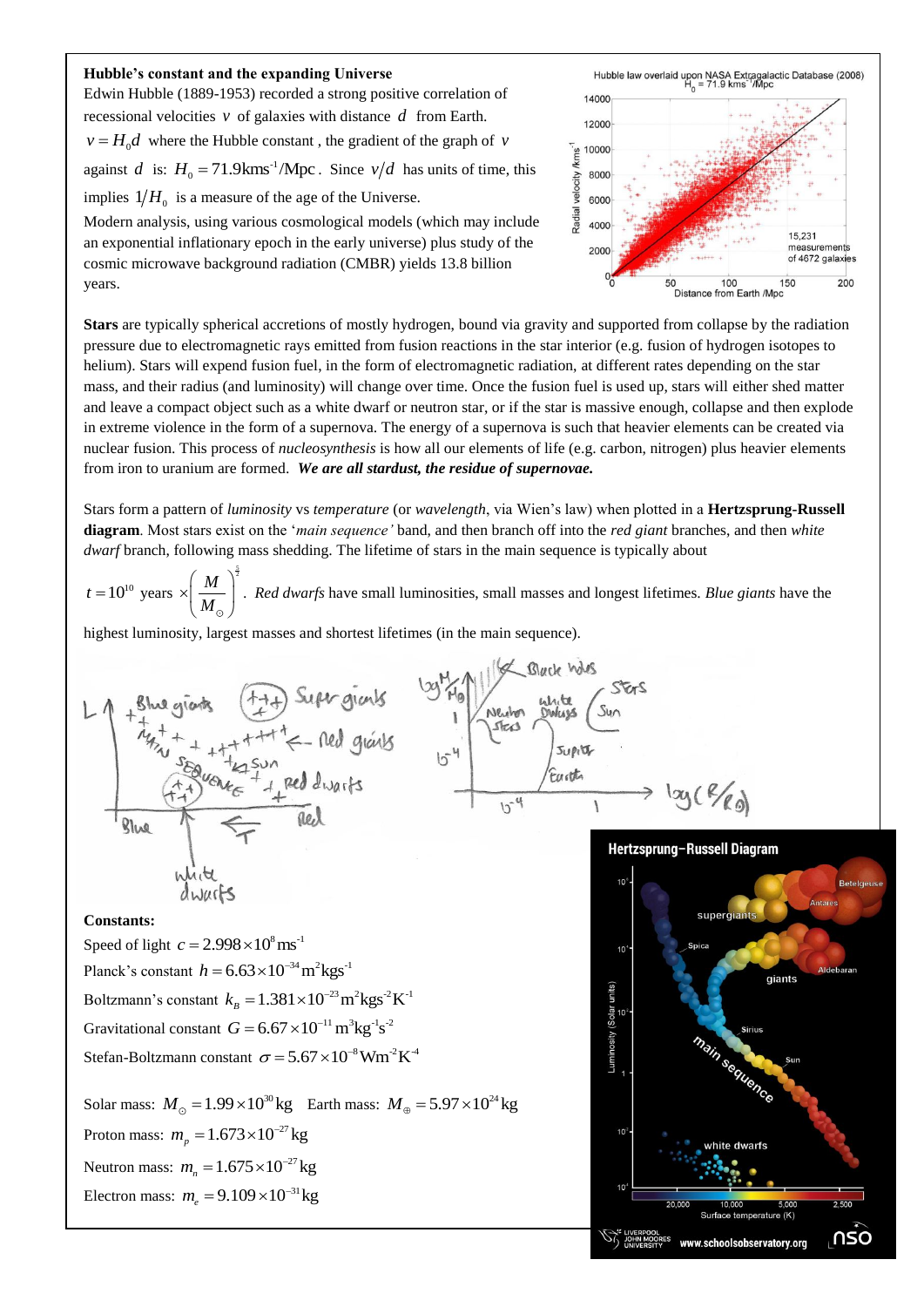**Hubble's constant and the expanding Universe**

Edwin Hubble (1889-1953) recorded a strong positive correlation of recessional velocities $v$ of galaxies with distance $d$ from Earth. $v = H_0 d$ where the Hubble constant , the gradient of the graph of $v$ against $d$ is: $H_0 = 71.9\text{kms}^{-1}/\text{Mpc}$. Since $v/d$ has units of time, this implies $1/H_0$ is a measure of the age of the Universe.

Modern analysis, using various cosmological models (which may include an exponential inflationary epoch in the early universe) plus study of the cosmic microwave background radiation (CMBR) yields 13.8 billion years.

**Stars** are typically spherical accretions of mostly hydrogen, bound via gravity and supported from collapse by the radiation pressure due to electromagnetic rays emitted from fusion reactions in the star interior (e.g. fusion of hydrogen isotopes to helium). Stars will expend fusion fuel, in the form of electromagnetic radiation, at different rates depending on the star mass, and their radius (and luminosity) will change over time. Once the fusion fuel is used up, stars will either shed matter and leave a compact object such as a white dwarf or neutron star, or if the star is massive enough, collapse and then explode in extreme violence in the form of a supernova. The energy of a supernova is such that heavier elements can be created via nuclear fusion. This process of *nucleosynthesis* is how all our elements of life (e.g. carbon, nitrogen) plus heavier elements from iron to uranium are formed. ***We are all stardust, the residue of supernovae.***

Stars form a pattern of *luminosity* vs *temperature* (or *wavelength*, via Wien's law) when plotted in a **Hertzsprung-Russell diagram**. Most stars exist on the '*main sequence'* band, and then branch off into the *red giant* branches, and then *white dwarf* branch, following mass shedding. The lifetime of stars in the main sequence is typically about

$t = 10^{10} \text{ years} \times \left(\dfrac{M}{M_\odot}\right)^{-\frac{5}{2}}$. *Red dwarfs* have small luminosities, small masses and longest lifetimes. *Blue giants* have the highest luminosity, largest masses and shortest lifetimes (in the main sequence).

**Constants:**

Speed of light $c = 2.998 \times 10^8 \text{ms}^{-1}$

Planck's constant $h = 6.63 \times 10^{-34} \text{m}^2\text{kgs}^{-1}$

Boltzmann's constant $k_B = 1.381 \times 10^{-23} \text{m}^2\text{kgs}^{-2}\text{K}^{-1}$

Gravitational constant $G = 6.67 \times 10^{-11} \text{m}^3\text{kg}^{-1}\text{s}^{-2}$

Stefan-Boltzmann constant $\sigma = 5.67 \times 10^{-8} \text{Wm}^{-2}\text{K}^{-4}$

Solar mass: $M_\odot = 1.99 \times 10^{30}\text{kg}$ Earth mass: $M_\oplus = 5.97 \times 10^{24}\text{kg}$

Proton mass: $m_p = 1.673 \times 10^{-27}\text{kg}$

Neutron mass: $m_n = 1.675 \times 10^{-27}\text{kg}$

Electron mass: $m_e = 9.109 \times 10^{-31}\text{kg}$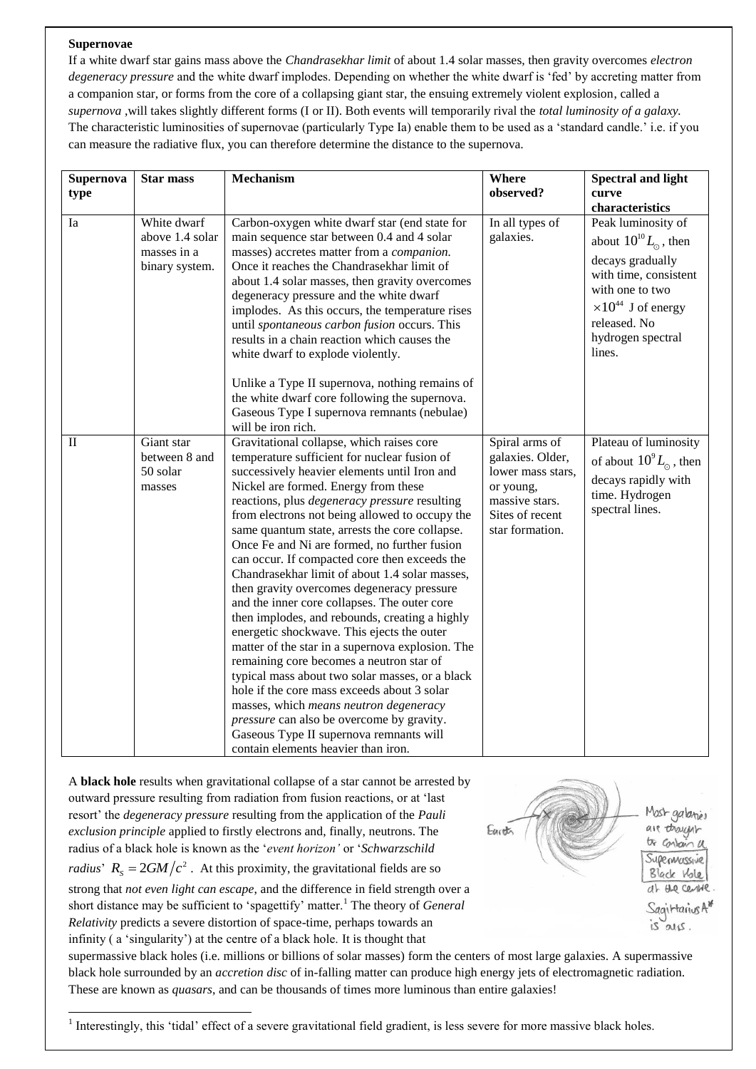**Supernovae**

If a white dwarf star gains mass above the *Chandrasekhar limit* of about 1.4 solar masses, then gravity overcomes *electron degeneracy pressure* and the white dwarf implodes. Depending on whether the white dwarf is 'fed' by accreting matter from a companion star, or forms from the core of a collapsing giant star, the ensuing extremely violent explosion, called a *supernova* ,will takes slightly different forms (I or II). Both events will temporarily rival the *total luminosity of a galaxy.* The characteristic luminosities of supernovae (particularly Type Ia) enable them to be used as a 'standard candle.' i.e. if you can measure the radiative flux, you can therefore determine the distance to the supernova.

| Supernova type | Star mass | Mechanism | Where observed? | Spectral and light curve characteristics |
|---|---|---|---|---|
| Ia | White dwarf above 1.4 solar masses in a binary system. | Carbon-oxygen white dwarf star (end state for main sequence star between 0.4 and 4 solar masses) accretes matter from a *companion.* Once it reaches the Chandrasekhar limit of about 1.4 solar masses, then gravity overcomes degeneracy pressure and the white dwarf implodes. As this occurs, the temperature rises until *spontaneous carbon fusion* occurs. This results in a chain reaction which causes the white dwarf to explode violently. <br><br> Unlike a Type II supernova, nothing remains of the white dwarf core following the supernova. Gaseous Type I supernova remnants (nebulae) will be iron rich. | In all types of galaxies. | Peak luminosity of about $10^{10} L_{\odot}$, then decays gradually with time, consistent with one to two $\times 10^{44}$ J of energy released. No hydrogen spectral lines. |
| II | Giant star between 8 and 50 solar masses | Gravitational collapse, which raises core temperature sufficient for nuclear fusion of successively heavier elements until Iron and Nickel are formed. Energy from these reactions, plus *degeneracy pressure* resulting from electrons not being allowed to occupy the same quantum state, arrests the core collapse. Once Fe and Ni are formed, no further fusion can occur. If compacted core then exceeds the Chandrasekhar limit of about 1.4 solar masses, then gravity overcomes degeneracy pressure and the inner core collapses. The outer core then implodes, and rebounds, creating a highly energetic shockwave. This ejects the outer matter of the star in a supernova explosion. The remaining core becomes a neutron star of typical mass about two solar masses, or a black hole if the core mass exceeds about 3 solar masses, which *means neutron degeneracy pressure* can also be overcome by gravity. Gaseous Type II supernova remnants will contain elements heavier than iron. | Spiral arms of galaxies. Older, lower mass stars, or young, massive stars. Sites of recent star formation. | Plateau of luminosity of about $10^{9} L_{\odot}$, then decays rapidly with time. Hydrogen spectral lines. |

A **black hole** results when gravitational collapse of a star cannot be arrested by outward pressure resulting from radiation from fusion reactions, or at 'last resort' the *degeneracy pressure* resulting from the application of the *Pauli exclusion principle* applied to firstly electrons and, finally, neutrons. The radius of a black hole is known as the '*event horizon'* or '*Schwarzschild radius*' $R_S = 2GM/c^2$ . At this proximity, the gravitational fields are so strong that *not even light can escape,* and the difference in field strength over a short distance may be sufficient to 'spagettify' matter.[1] The theory of *General Relativity* predicts a severe distortion of space-time, perhaps towards an infinity ( a 'singularity') at the centre of a black hole. It is thought that supermassive black holes (i.e. millions or billions of solar masses) form the centers of most large galaxies. A supermassive black hole surrounded by an *accretion disc* of in-falling matter can produce high energy jets of electromagnetic radiation. These are known as *quasars*, and can be thousands of times more luminous than entire galaxies!

Earth

Most galaxies are thought to contain a Supermassive Black Hole at the centre. Sagittarius A* is ours.

[1] Interestingly, this 'tidal' effect of a severe gravitational field gradient, is less severe for more massive black holes.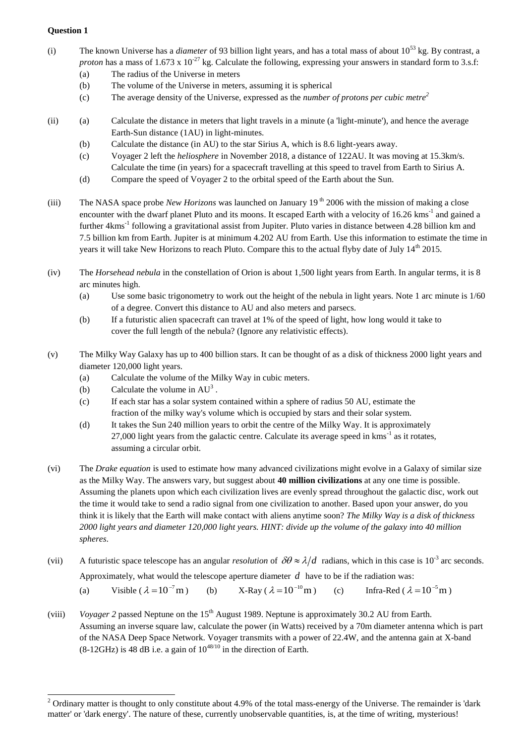**Question 1**

(i) The known Universe has a *diameter* of 93 billion light years, and has a total mass of about $10^{53}$ kg. By contrast, a *proton* has a mass of $1.673 \times 10^{-27}$ kg. Calculate the following, expressing your answers in standard form to 3.s.f:

- (a) The radius of the Universe in meters
- (b) The volume of the Universe in meters, assuming it is spherical
- (c) The average density of the Universe, expressed as the *number of protons per cubic metre*[2]

(ii)

- (a) Calculate the distance in meters that light travels in a minute (a 'light-minute'), and hence the average Earth-Sun distance (1AU) in light-minutes.
- (b) Calculate the distance (in AU) to the star Sirius A, which is 8.6 light-years away.
- (c) Voyager 2 left the *heliosphere* in November 2018, a distance of 122AU. It was moving at 15.3km/s. Calculate the time (in years) for a spacecraft travelling at this speed to travel from Earth to Sirius A.
- (d) Compare the speed of Voyager 2 to the orbital speed of the Earth about the Sun.

(iii) The NASA space probe *New Horizons* was launched on January 19[th] 2006 with the mission of making a close encounter with the dwarf planet Pluto and its moons. It escaped Earth with a velocity of 16.26 $\text{kms}^{-1}$ and gained a further 4$\text{kms}^{-1}$ following a gravitational assist from Jupiter. Pluto varies in distance between 4.28 billion km and 7.5 billion km from Earth. Jupiter is at minimum 4.202 AU from Earth. Use this information to estimate the time in years it will take New Horizons to reach Pluto. Compare this to the actual flyby date of July 14[th] 2015.

(iv) The *Horsehead nebula* in the constellation of Orion is about 1,500 light years from Earth. In angular terms, it is 8 arc minutes high.

- (a) Use some basic trigonometry to work out the height of the nebula in light years. Note 1 arc minute is 1/60 of a degree. Convert this distance to AU and also meters and parsecs.
- (b) If a futuristic alien spacecraft can travel at 1% of the speed of light, how long would it take to cover the full length of the nebula? (Ignore any relativistic effects).

(v) The Milky Way Galaxy has up to 400 billion stars. It can be thought of as a disk of thickness 2000 light years and diameter 120,000 light years.

- (a) Calculate the volume of the Milky Way in cubic meters.
- (b) Calculate the volume in $\text{AU}^3$ .
- (c) If each star has a solar system contained within a sphere of radius 50 AU, estimate the fraction of the milky way's volume which is occupied by stars and their solar system.
- (d) It takes the Sun 240 million years to orbit the centre of the Milky Way. It is approximately 27,000 light years from the galactic centre. Calculate its average speed in $\text{kms}^{-1}$ as it rotates, assuming a circular orbit.

(vi) The *Drake equation* is used to estimate how many advanced civilizations might evolve in a Galaxy of similar size as the Milky Way. The answers vary, but suggest about **40 million civilizations** at any one time is possible. Assuming the planets upon which each civilization lives are evenly spread throughout the galactic disc, work out the time it would take to send a radio signal from one civilization to another. Based upon your answer, do you think it is likely that the Earth will make contact with aliens anytime soon? *The Milky Way is a disk of thickness 2000 light years and diameter 120,000 light years. HINT: divide up the volume of the galaxy into 40 million spheres.*

(vii) A futuristic space telescope has an angular *resolution* of $\delta\theta \approx \lambda/d$ radians, which in this case is $10^{-3}$ arc seconds. Approximately, what would the telescope aperture diameter $d$ have to be if the radiation was:

(a) Visible ( $\lambda = 10^{-7}\,\text{m}$ ) (b) X-Ray ( $\lambda = 10^{-10}\,\text{m}$ ) (c) Infra-Red ( $\lambda = 10^{-5}\,\text{m}$ )

(viii) *Voyager 2* passed Neptune on the 15[th] August 1989. Neptune is approximately 30.2 AU from Earth. Assuming an inverse square law, calculate the power (in Watts) received by a 70m diameter antenna which is part of the NASA Deep Space Network. Voyager transmits with a power of 22.4W, and the antenna gain at X-band (8-12GHz) is 48 dB i.e. a gain of $10^{48/10}$ in the direction of Earth.

---

[2] Ordinary matter is thought to only constitute about 4.9% of the total mass-energy of the Universe. The remainder is 'dark matter' or 'dark energy'. The nature of these, currently unobservable quantities, is, at the time of writing, mysterious!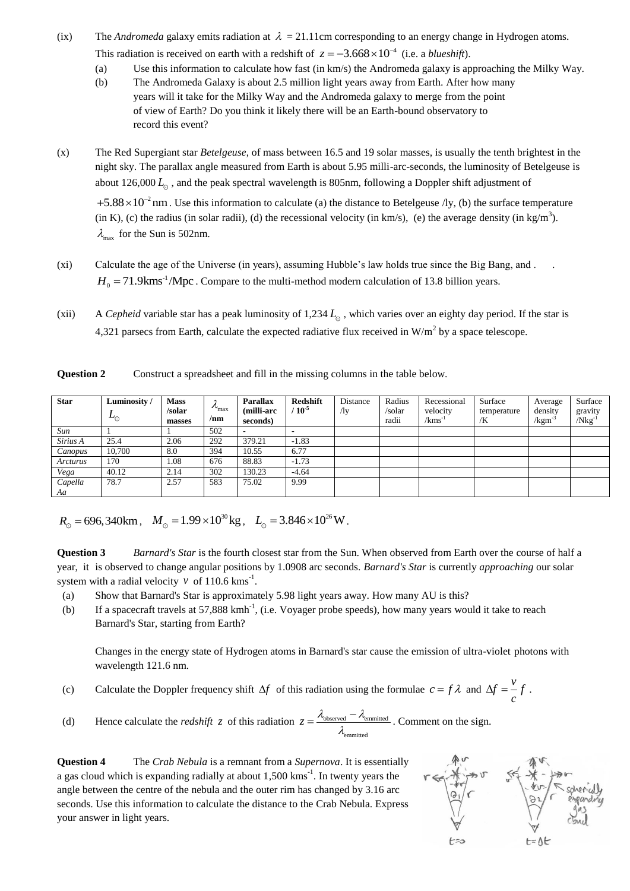(ix) The *Andromeda* galaxy emits radiation at $\lambda$ = 21.11cm corresponding to an energy change in Hydrogen atoms. This radiation is received on earth with a redshift of $z = -3.668 \times 10^{-4}$ (i.e. a *blueshift*).

- (a) Use this information to calculate how fast (in km/s) the Andromeda galaxy is approaching the Milky Way.
- (b) The Andromeda Galaxy is about 2.5 million light years away from Earth. After how many years will it take for the Milky Way and the Andromeda galaxy to merge from the point of view of Earth? Do you think it likely there will be an Earth-bound observatory to record this event?

(x) The Red Supergiant star *Betelgeuse*, of mass between 16.5 and 19 solar masses, is usually the tenth brightest in the night sky. The parallax angle measured from Earth is about 5.95 milli-arc-seconds, the luminosity of Betelgeuse is about 126,000 $L_\odot$, and the peak spectral wavelength is 805nm, following a Doppler shift adjustment of $+5.88 \times 10^{-2}\,\text{nm}$. Use this information to calculate (a) the distance to Betelgeuse /ly, (b) the surface temperature (in K), (c) the radius (in solar radii), (d) the recessional velocity (in km/s), (e) the average density (in kg/m$^3$). $\lambda_{\max}$ for the Sun is 502nm.

(xi) Calculate the age of the Universe (in years), assuming Hubble's law holds true since the Big Bang, and $H_0 = 71.9\,\text{kms}^{-1}/\text{Mpc}$. Compare to the multi-method modern calculation of 13.8 billion years.

(xii) A *Cepheid* variable star has a peak luminosity of 1,234 $L_\odot$, which varies over an eighty day period. If the star is 4,321 parsecs from Earth, calculate the expected radiative flux received in W/m$^2$ by a space telescope.

**Question 2** Construct a spreadsheet and fill in the missing columns in the table below.

| Star | Luminosity / $L_\odot$ | Mass /solar masses | $\lambda_{\max}$ /nm | Parallax (milli-arc seconds) | Redshift / $10^{-5}$ | Distance /ly | Radius /solar radii | Recessional velocity /kms$^{-1}$ | Surface temperature /K | Average density /kgm$^{-3}$ | Surface gravity /Nkg$^{-1}$ |
|---|---|---|---|---|---|---|---|---|---|---|---|
| *Sun* | 1 | 1 | 502 | - | - | | | | | | |
| *Sirius A* | 25.4 | 2.06 | 292 | 379.21 | -1.83 | | | | | | |
| *Canopus* | 10,700 | 8.0 | 394 | 10.55 | 6.77 | | | | | | |
| *Arcturus* | 170 | 1.08 | 676 | 88.83 | -1.73 | | | | | | |
| *Vega* | 40.12 | 2.14 | 302 | 130.23 | -4.64 | | | | | | |
| *Capella Aa* | 78.7 | 2.57 | 583 | 75.02 | 9.99 | | | | | | |

$R_\odot = 696{,}340\,\text{km}$, $M_\odot = 1.99 \times 10^{30}\,\text{kg}$, $L_\odot = 3.846 \times 10^{26}\,\text{W}$.

**Question 3** *Barnard's Star* is the fourth closest star from the Sun. When observed from Earth over the course of half a year, it is observed to change angular positions by 1.0908 arc seconds. *Barnard's Star* is currently *approaching* our solar system with a radial velocity $v$ of 110.6 kms$^{-1}$.

- (a) Show that Barnard's Star is approximately 5.98 light years away. How many AU is this?
- (b) If a spacecraft travels at 57,888 kmh$^{-1}$, (i.e. Voyager probe speeds), how many years would it take to reach Barnard's Star, starting from Earth?

Changes in the energy state of Hydrogen atoms in Barnard's star cause the emission of ultra-violet photons with wavelength 121.6 nm.

- (c) Calculate the Doppler frequency shift $\Delta f$ of this radiation using the formulae $c = f\lambda$ and $\Delta f = \frac{v}{c} f$.
- (d) Hence calculate the *redshift* $z$ of this radiation $z = \frac{\lambda_{\text{observed}} - \lambda_{\text{emmitted}}}{\lambda_{\text{emmitted}}}$. Comment on the sign.

**Question 4** The *Crab Nebula* is a remnant from a *Supernova*. It is essentially a gas cloud which is expanding radially at about 1,500 kms$^{-1}$. In twenty years the angle between the centre of the nebula and the outer rim has changed by 3.16 arc seconds. Use this information to calculate the distance to the Crab Nebula. Express your answer in light years.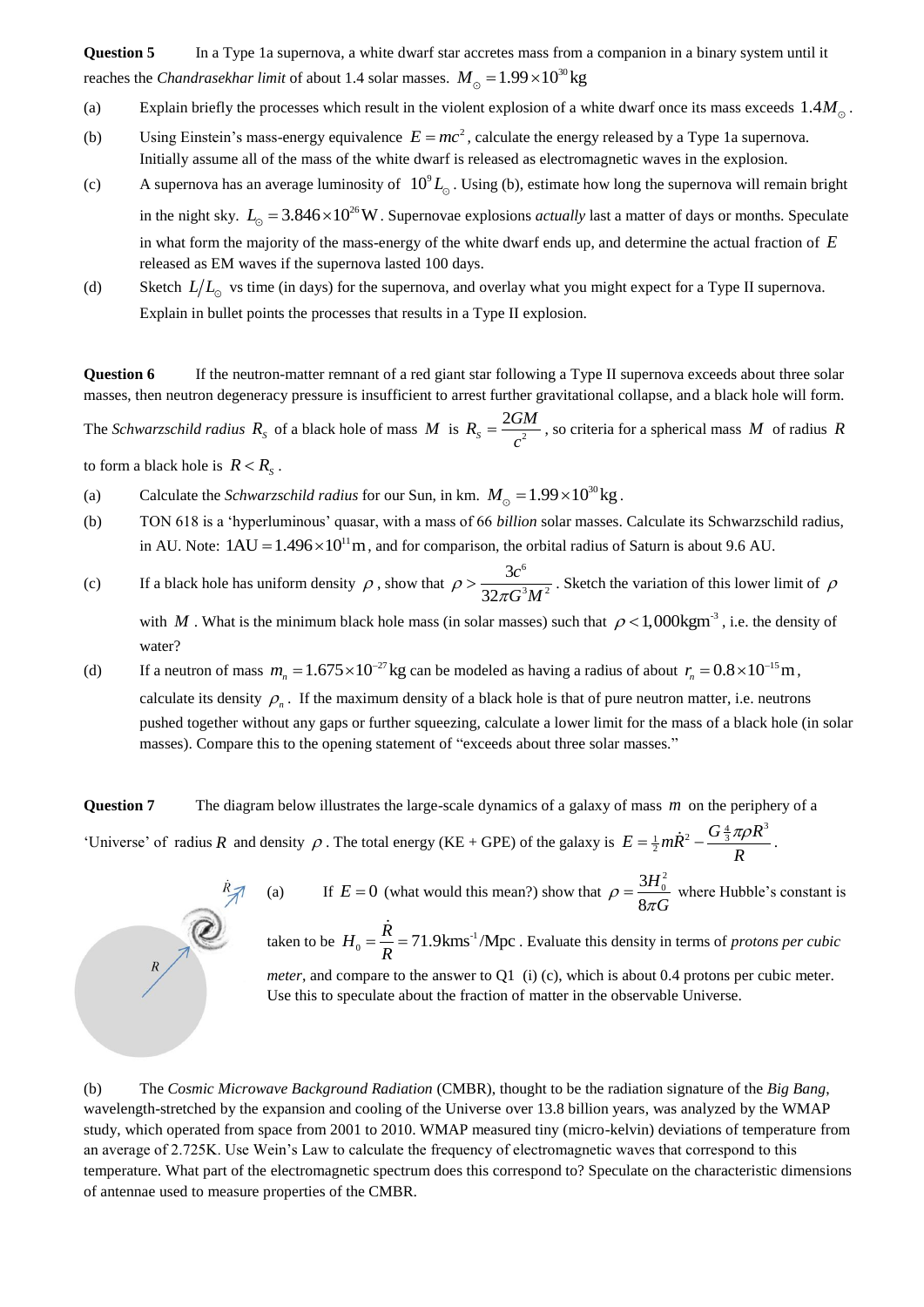**Question 5** In a Type 1a supernova, a white dwarf star accretes mass from a companion in a binary system until it reaches the *Chandrasekhar limit* of about 1.4 solar masses. $M_\odot = 1.99 \times 10^{30}\,\text{kg}$

(a) Explain briefly the processes which result in the violent explosion of a white dwarf once its mass exceeds $1.4M_\odot$.

(b) Using Einstein's mass-energy equivalence $E = mc^2$, calculate the energy released by a Type 1a supernova. Initially assume all of the mass of the white dwarf is released as electromagnetic waves in the explosion.

(c) A supernova has an average luminosity of $10^9 L_\odot$. Using (b), estimate how long the supernova will remain bright in the night sky. $L_\odot = 3.846 \times 10^{26}\,\text{W}$. Supernovae explosions *actually* last a matter of days or months. Speculate in what form the majority of the mass-energy of the white dwarf ends up, and determine the actual fraction of $E$ released as EM waves if the supernova lasted 100 days.

(d) Sketch $L/L_\odot$ vs time (in days) for the supernova, and overlay what you might expect for a Type II supernova. Explain in bullet points the processes that results in a Type II explosion.

**Question 6** If the neutron-matter remnant of a red giant star following a Type II supernova exceeds about three solar masses, then neutron degeneracy pressure is insufficient to arrest further gravitational collapse, and a black hole will form. The *Schwarzschild radius* $R_S$ of a black hole of mass $M$ is $R_S = \dfrac{2GM}{c^2}$, so criteria for a spherical mass $M$ of radius $R$ to form a black hole is $R < R_S$.

(a) Calculate the *Schwarzschild radius* for our Sun, in km. $M_\odot = 1.99 \times 10^{30}\,\text{kg}$.

(b) TON 618 is a 'hyperluminous' quasar, with a mass of 66 *billion* solar masses. Calculate its Schwarzschild radius, in AU. Note: $1\text{AU} = 1.496 \times 10^{11}\,\text{m}$, and for comparison, the orbital radius of Saturn is about 9.6 AU.

(c) If a black hole has uniform density $\rho$, show that $\rho > \dfrac{3c^6}{32\pi G^3 M^2}$. Sketch the variation of this lower limit of $\rho$ with $M$. What is the minimum black hole mass (in solar masses) such that $\rho < 1{,}000\,\text{kgm}^{-3}$, i.e. the density of water?

(d) If a neutron of mass $m_n = 1.675 \times 10^{-27}\,\text{kg}$ can be modeled as having a radius of about $r_n = 0.8 \times 10^{-15}\,\text{m}$, calculate its density $\rho_n$. If the maximum density of a black hole is that of pure neutron matter, i.e. neutrons pushed together without any gaps or further squeezing, calculate a lower limit for the mass of a black hole (in solar masses). Compare this to the opening statement of "exceeds about three solar masses."

**Question 7** The diagram below illustrates the large-scale dynamics of a galaxy of mass $m$ on the periphery of a 'Universe' of radius $R$ and density $\rho$. The total energy (KE + GPE) of the galaxy is $E = \frac{1}{2}m\dot{R}^2 - \dfrac{G\frac{4}{3}\pi\rho R^3}{R}$.

(a) If $E = 0$ (what would this mean?) show that $\rho = \dfrac{3H_0^2}{8\pi G}$ where Hubble's constant is taken to be $H_0 = \dfrac{\dot{R}}{R} = 71.9\,\text{kms}^{-1}/\text{Mpc}$. Evaluate this density in terms of *protons per cubic meter*, and compare to the answer to Q1 (i) (c), which is about 0.4 protons per cubic meter. Use this to speculate about the fraction of matter in the observable Universe.

(b) The *Cosmic Microwave Background Radiation* (CMBR), thought to be the radiation signature of the *Big Bang*, wavelength-stretched by the expansion and cooling of the Universe over 13.8 billion years, was analyzed by the WMAP study, which operated from space from 2001 to 2010. WMAP measured tiny (micro-kelvin) deviations of temperature from an average of 2.725K. Use Wein's Law to calculate the frequency of electromagnetic waves that correspond to this temperature. What part of the electromagnetic spectrum does this correspond to? Speculate on the characteristic dimensions of antennae used to measure properties of the CMBR.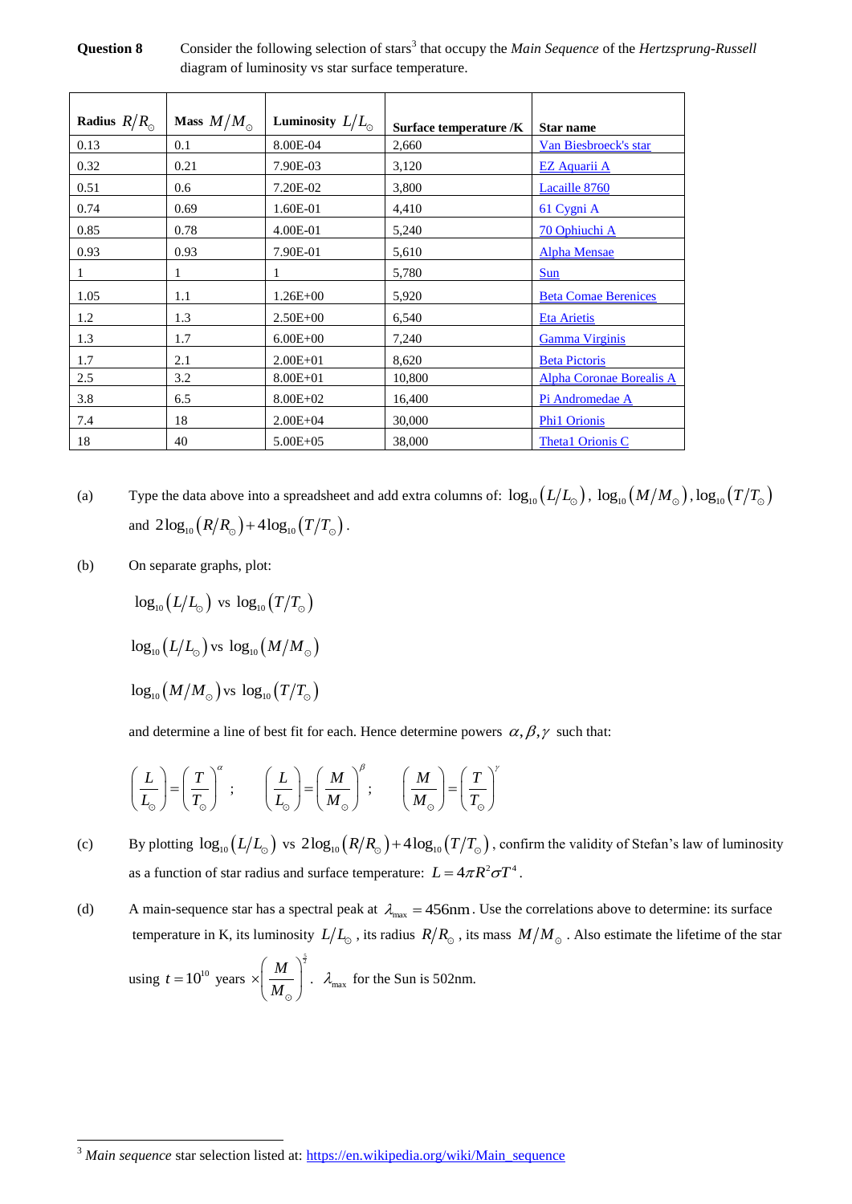**Question 8** Consider the following selection of stars[3] that occupy the *Main Sequence* of the *Hertzsprung-Russell* diagram of luminosity vs star surface temperature.

| **Radius** $R/R_{\odot}$ | **Mass** $M/M_{\odot}$ | **Luminosity** $L/L_{\odot}$ | **Surface temperature /K** | **Star name** |
|---|---|---|---|---|
| 0.13 | 0.1 | 8.00E-04 | 2,660 | Van Biesbroeck's star |
| 0.32 | 0.21 | 7.90E-03 | 3,120 | EZ Aquarii A |
| 0.51 | 0.6 | 7.20E-02 | 3,800 | Lacaille 8760 |
| 0.74 | 0.69 | 1.60E-01 | 4,410 | 61 Cygni A |
| 0.85 | 0.78 | 4.00E-01 | 5,240 | 70 Ophiuchi A |
| 0.93 | 0.93 | 7.90E-01 | 5,610 | Alpha Mensae |
| 1 | 1 | 1 | 5,780 | Sun |
| 1.05 | 1.1 | 1.26E+00 | 5,920 | Beta Comae Berenices |
| 1.2 | 1.3 | 2.50E+00 | 6,540 | Eta Arietis |
| 1.3 | 1.7 | 6.00E+00 | 7,240 | Gamma Virginis |
| 1.7 | 2.1 | 2.00E+01 | 8,620 | Beta Pictoris |
| 2.5 | 3.2 | 8.00E+01 | 10,800 | Alpha Coronae Borealis A |
| 3.8 | 6.5 | 8.00E+02 | 16,400 | Pi Andromedae A |
| 7.4 | 18 | 2.00E+04 | 30,000 | Phi1 Orionis |
| 18 | 40 | 5.00E+05 | 38,000 | Theta1 Orionis C |

(a) Type the data above into a spreadsheet and add extra columns of: $\log_{10}\left(L/L_{\odot}\right)$, $\log_{10}\left(M/M_{\odot}\right)$, $\log_{10}\left(T/T_{\odot}\right)$ and $2\log_{10}\left(R/R_{\odot}\right)+4\log_{10}\left(T/T_{\odot}\right)$.

(b) On separate graphs, plot:

$\log_{10}\left(L/L_{\odot}\right)$ vs $\log_{10}\left(T/T_{\odot}\right)$

$\log_{10}\left(L/L_{\odot}\right)$ vs $\log_{10}\left(M/M_{\odot}\right)$

$\log_{10}\left(M/M_{\odot}\right)$ vs $\log_{10}\left(T/T_{\odot}\right)$

and determine a line of best fit for each. Hence determine powers $\alpha, \beta, \gamma$ such that:

$$\left(\frac{L}{L_{\odot}}\right)=\left(\frac{T}{T_{\odot}}\right)^{\alpha}; \quad \left(\frac{L}{L_{\odot}}\right)=\left(\frac{M}{M_{\odot}}\right)^{\beta}; \quad \left(\frac{M}{M_{\odot}}\right)=\left(\frac{T}{T_{\odot}}\right)^{\gamma}$$

(c) By plotting $\log_{10}\left(L/L_{\odot}\right)$ vs $2\log_{10}\left(R/R_{\odot}\right)+4\log_{10}\left(T/T_{\odot}\right)$, confirm the validity of Stefan's law of luminosity as a function of star radius and surface temperature: $L = 4\pi R^2 \sigma T^4$.

(d) A main-sequence star has a spectral peak at $\lambda_{\max} = 456\text{nm}$. Use the correlations above to determine: its surface temperature in K, its luminosity $L/L_{\odot}$, its radius $R/R_{\odot}$, its mass $M/M_{\odot}$. Also estimate the lifetime of the star using $t = 10^{10}$ years $\times\left(\frac{M}{M_{\odot}}\right)^{\frac{5}{2}}$. $\lambda_{\max}$ for the Sun is 502nm.

[3] *Main sequence* star selection listed at: https://en.wikipedia.org/wiki/Main_sequence